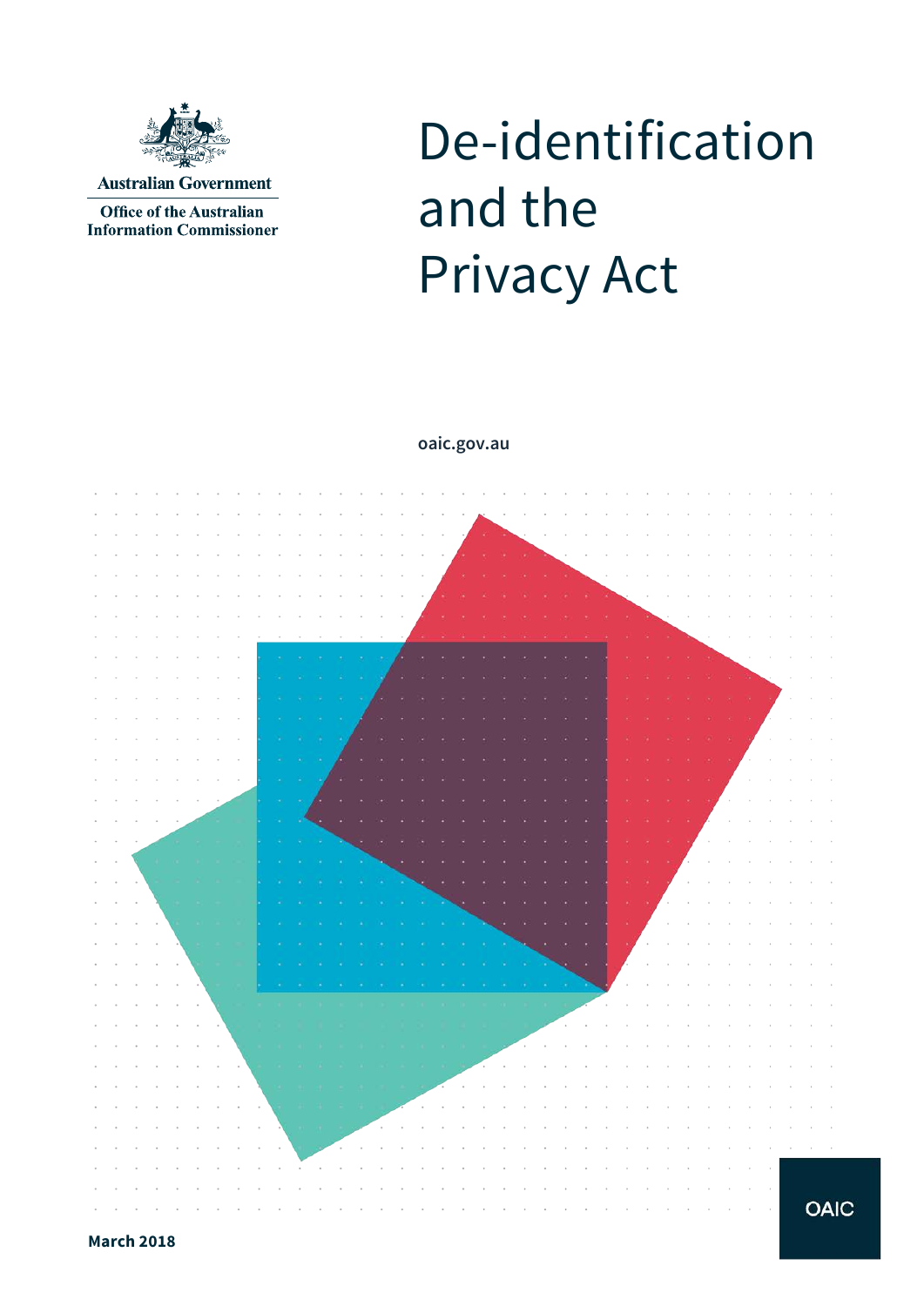Australian Government

Office of the Australian Information Commissioner

# De-identification and the Privacy Act

oaic.gov.au

OAIC

March 2018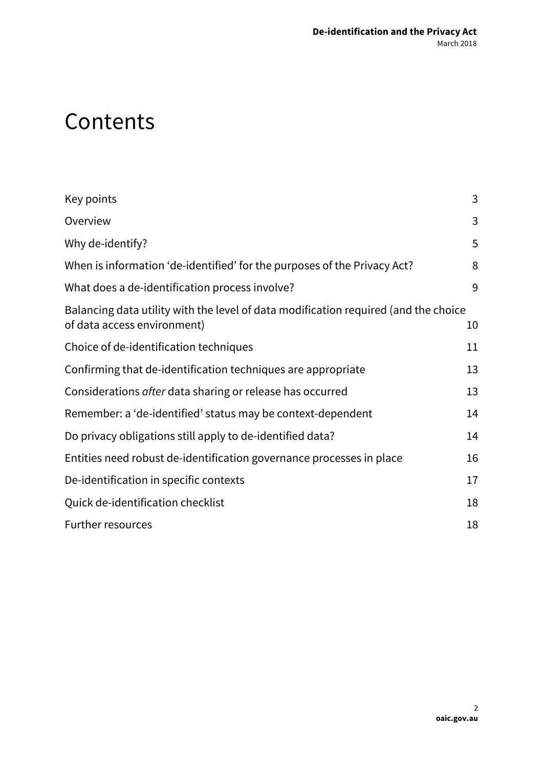# Contents

| | |
|---|---|
| Key points | 3 |
| Overview | 3 |
| Why de-identify? | 5 |
| When is information 'de-identified' for the purposes of the Privacy Act? | 8 |
| What does a de-identification process involve? | 9 |
| Balancing data utility with the level of data modification required (and the choice of data access environment) | 10 |
| Choice of de-identification techniques | 11 |
| Confirming that de-identification techniques are appropriate | 13 |
| Considerations *after* data sharing or release has occurred | 13 |
| Remember: a 'de-identified' status may be context-dependent | 14 |
| Do privacy obligations still apply to de-identified data? | 14 |
| Entities need robust de-identification governance processes in place | 16 |
| De-identification in specific contexts | 17 |
| Quick de-identification checklist | 18 |
| Further resources | 18 |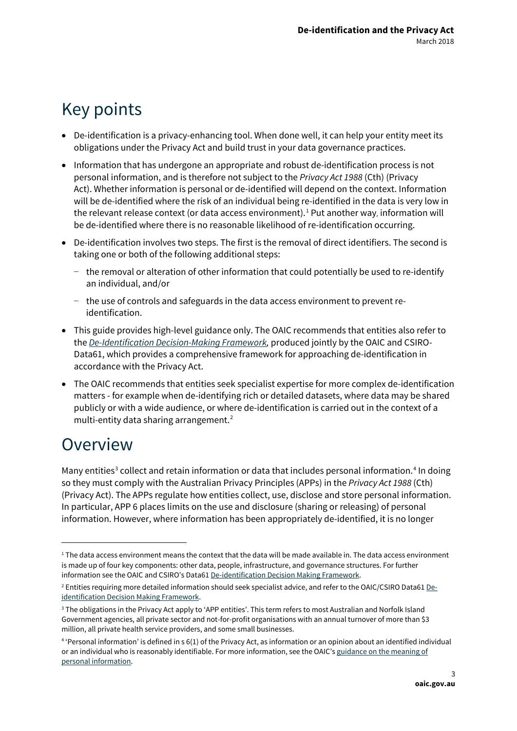# Key points

- De-identification is a privacy-enhancing tool. When done well, it can help your entity meet its obligations under the Privacy Act and build trust in your data governance practices.
- Information that has undergone an appropriate and robust de-identification process is not personal information, and is therefore not subject to the *Privacy Act 1988* (Cth) (Privacy Act). Whether information is personal or de-identified will depend on the context. Information will be de-identified where the risk of an individual being re-identified in the data is very low in the relevant release context (or data access environment).[1] Put another way, information will be de-identified where there is no reasonable likelihood of re-identification occurring.
- De-identification involves two steps. The first is the removal of direct identifiers. The second is taking one or both of the following additional steps:
  - the removal or alteration of other information that could potentially be used to re-identify an individual, and/or
  - the use of controls and safeguards in the data access environment to prevent re-identification.
- This guide provides high-level guidance only. The OAIC recommends that entities also refer to the *De-Identification Decision-Making Framework,* produced jointly by the OAIC and CSIRO-Data61, which provides a comprehensive framework for approaching de-identification in accordance with the Privacy Act.
- The OAIC recommends that entities seek specialist expertise for more complex de-identification matters - for example when de-identifying rich or detailed datasets, where data may be shared publicly or with a wide audience, or where de-identification is carried out in the context of a multi-entity data sharing arrangement.[2]

# Overview

Many entities[3] collect and retain information or data that includes personal information.[4] In doing so they must comply with the Australian Privacy Principles (APPs) in the *Privacy Act 1988* (Cth) (Privacy Act). The APPs regulate how entities collect, use, disclose and store personal information. In particular, APP 6 places limits on the use and disclosure (sharing or releasing) of personal information. However, where information has been appropriately de-identified, it is no longer

---

[1] The data access environment means the context that the data will be made available in. The data access environment is made up of four key components: other data, people, infrastructure, and governance structures. For further information see the OAIC and CSIRO's Data61 De-identification Decision Making Framework.

[2] Entities requiring more detailed information should seek specialist advice, and refer to the OAIC/CSIRO Data61 De-identification Decision Making Framework.

[3] The obligations in the Privacy Act apply to 'APP entities'. This term refers to most Australian and Norfolk Island Government agencies, all private sector and not-for-profit organisations with an annual turnover of more than $3 million, all private health service providers, and some small businesses.

[4] 'Personal information' is defined in s 6(1) of the Privacy Act, as information or an opinion about an identified individual or an individual who is reasonably identifiable. For more information, see the OAIC's guidance on the meaning of personal information.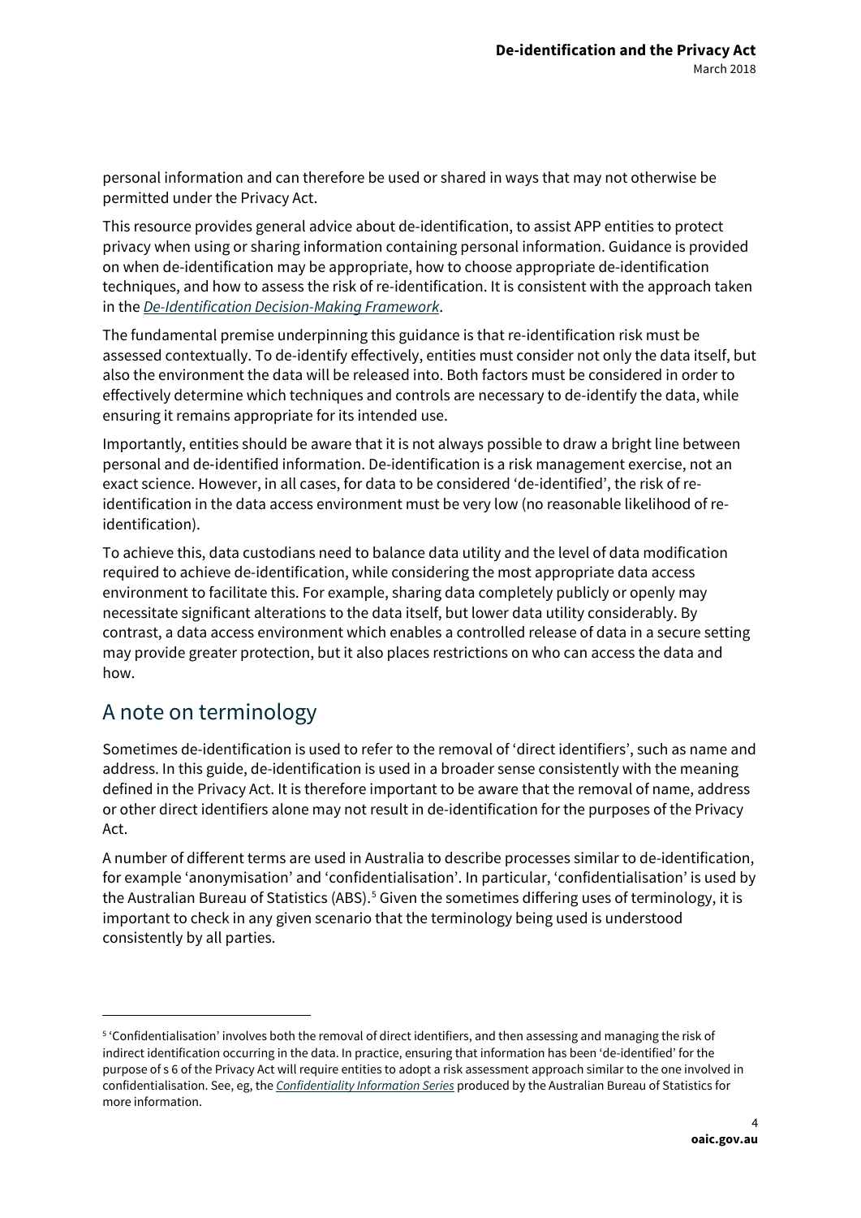personal information and can therefore be used or shared in ways that may not otherwise be permitted under the Privacy Act.

This resource provides general advice about de-identification, to assist APP entities to protect privacy when using or sharing information containing personal information. Guidance is provided on when de-identification may be appropriate, how to choose appropriate de-identification techniques, and how to assess the risk of re-identification. It is consistent with the approach taken in the *De-Identification Decision-Making Framework*.

The fundamental premise underpinning this guidance is that re-identification risk must be assessed contextually. To de-identify effectively, entities must consider not only the data itself, but also the environment the data will be released into. Both factors must be considered in order to effectively determine which techniques and controls are necessary to de-identify the data, while ensuring it remains appropriate for its intended use.

Importantly, entities should be aware that it is not always possible to draw a bright line between personal and de-identified information. De-identification is a risk management exercise, not an exact science. However, in all cases, for data to be considered 'de-identified', the risk of re-identification in the data access environment must be very low (no reasonable likelihood of re-identification).

To achieve this, data custodians need to balance data utility and the level of data modification required to achieve de-identification, while considering the most appropriate data access environment to facilitate this. For example, sharing data completely publicly or openly may necessitate significant alterations to the data itself, but lower data utility considerably. By contrast, a data access environment which enables a controlled release of data in a secure setting may provide greater protection, but it also places restrictions on who can access the data and how.

## A note on terminology

Sometimes de-identification is used to refer to the removal of 'direct identifiers', such as name and address. In this guide, de-identification is used in a broader sense consistently with the meaning defined in the Privacy Act. It is therefore important to be aware that the removal of name, address or other direct identifiers alone may not result in de-identification for the purposes of the Privacy Act.

A number of different terms are used in Australia to describe processes similar to de-identification, for example 'anonymisation' and 'confidentialisation'. In particular, 'confidentialisation' is used by the Australian Bureau of Statistics (ABS).[5] Given the sometimes differing uses of terminology, it is important to check in any given scenario that the terminology being used is understood consistently by all parties.

---

[5] 'Confidentialisation' involves both the removal of direct identifiers, and then assessing and managing the risk of indirect identification occurring in the data. In practice, ensuring that information has been 'de-identified' for the purpose of s 6 of the Privacy Act will require entities to adopt a risk assessment approach similar to the one involved in confidentialisation. See, eg, the *Confidentiality Information Series* produced by the Australian Bureau of Statistics for more information.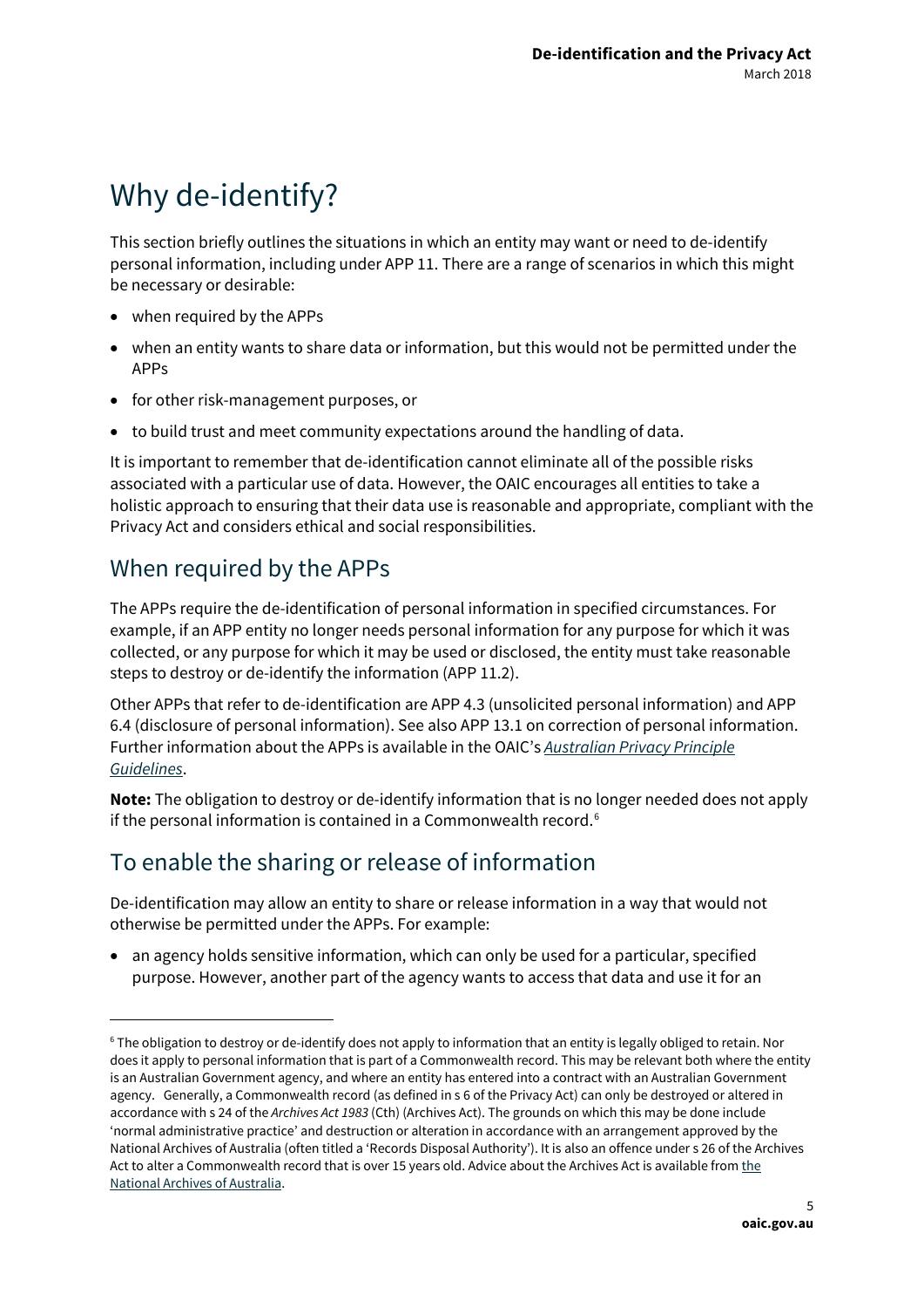# Why de-identify?

This section briefly outlines the situations in which an entity may want or need to de-identify personal information, including under APP 11. There are a range of scenarios in which this might be necessary or desirable:

- when required by the APPs
- when an entity wants to share data or information, but this would not be permitted under the APPs
- for other risk-management purposes, or
- to build trust and meet community expectations around the handling of data.

It is important to remember that de-identification cannot eliminate all of the possible risks associated with a particular use of data. However, the OAIC encourages all entities to take a holistic approach to ensuring that their data use is reasonable and appropriate, compliant with the Privacy Act and considers ethical and social responsibilities.

## When required by the APPs

The APPs require the de-identification of personal information in specified circumstances. For example, if an APP entity no longer needs personal information for any purpose for which it was collected, or any purpose for which it may be used or disclosed, the entity must take reasonable steps to destroy or de-identify the information (APP 11.2).

Other APPs that refer to de-identification are APP 4.3 (unsolicited personal information) and APP 6.4 (disclosure of personal information). See also APP 13.1 on correction of personal information. Further information about the APPs is available in the OAIC's *Australian Privacy Principle Guidelines*.

**Note:** The obligation to destroy or de-identify information that is no longer needed does not apply if the personal information is contained in a Commonwealth record.[6]

## To enable the sharing or release of information

De-identification may allow an entity to share or release information in a way that would not otherwise be permitted under the APPs. For example:

- an agency holds sensitive information, which can only be used for a particular, specified purpose. However, another part of the agency wants to access that data and use it for an

---

[6] The obligation to destroy or de-identify does not apply to information that an entity is legally obliged to retain. Nor does it apply to personal information that is part of a Commonwealth record. This may be relevant both where the entity is an Australian Government agency, and where an entity has entered into a contract with an Australian Government agency. Generally, a Commonwealth record (as defined in s 6 of the Privacy Act) can only be destroyed or altered in accordance with s 24 of the *Archives Act 1983* (Cth) (Archives Act). The grounds on which this may be done include 'normal administrative practice' and destruction or alteration in accordance with an arrangement approved by the National Archives of Australia (often titled a 'Records Disposal Authority'). It is also an offence under s 26 of the Archives Act to alter a Commonwealth record that is over 15 years old. Advice about the Archives Act is available from the National Archives of Australia.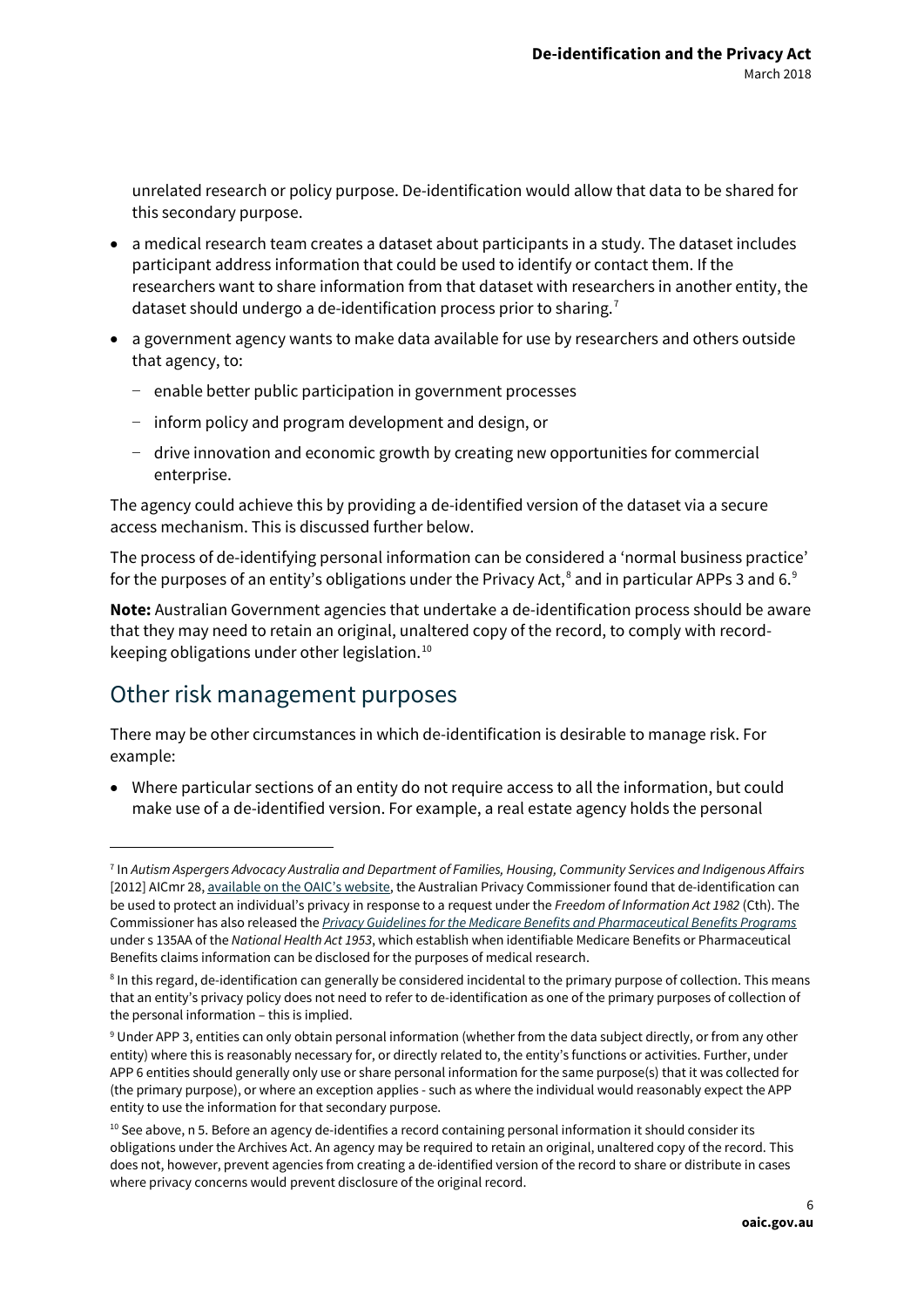unrelated research or policy purpose. De-identification would allow that data to be shared for this secondary purpose.

- a medical research team creates a dataset about participants in a study. The dataset includes participant address information that could be used to identify or contact them. If the researchers want to share information from that dataset with researchers in another entity, the dataset should undergo a de-identification process prior to sharing.[7]
- a government agency wants to make data available for use by researchers and others outside that agency, to:
  - enable better public participation in government processes
  - inform policy and program development and design, or
  - drive innovation and economic growth by creating new opportunities for commercial enterprise.

The agency could achieve this by providing a de-identified version of the dataset via a secure access mechanism. This is discussed further below.

The process of de-identifying personal information can be considered a 'normal business practice' for the purposes of an entity's obligations under the Privacy Act,[8] and in particular APPs 3 and 6.[9]

**Note:** Australian Government agencies that undertake a de-identification process should be aware that they may need to retain an original, unaltered copy of the record, to comply with record-keeping obligations under other legislation.[10]

## Other risk management purposes

There may be other circumstances in which de-identification is desirable to manage risk. For example:

- Where particular sections of an entity do not require access to all the information, but could make use of a de-identified version. For example, a real estate agency holds the personal

---

[7] In *Autism Aspergers Advocacy Australia and Department of Families, Housing, Community Services and Indigenous Affairs* [2012] AICmr 28, available on the OAIC's website, the Australian Privacy Commissioner found that de-identification can be used to protect an individual's privacy in response to a request under the *Freedom of Information Act 1982* (Cth). The Commissioner has also released the *Privacy Guidelines for the Medicare Benefits and Pharmaceutical Benefits Programs* under s 135AA of the *National Health Act 1953*, which establish when identifiable Medicare Benefits or Pharmaceutical Benefits claims information can be disclosed for the purposes of medical research.

[8] In this regard, de-identification can generally be considered incidental to the primary purpose of collection. This means that an entity's privacy policy does not need to refer to de-identification as one of the primary purposes of collection of the personal information – this is implied.

[9] Under APP 3, entities can only obtain personal information (whether from the data subject directly, or from any other entity) where this is reasonably necessary for, or directly related to, the entity's functions or activities. Further, under APP 6 entities should generally only use or share personal information for the same purpose(s) that it was collected for (the primary purpose), or where an exception applies - such as where the individual would reasonably expect the APP entity to use the information for that secondary purpose.

[10] See above, n 5. Before an agency de-identifies a record containing personal information it should consider its obligations under the Archives Act. An agency may be required to retain an original, unaltered copy of the record. This does not, however, prevent agencies from creating a de-identified version of the record to share or distribute in cases where privacy concerns would prevent disclosure of the original record.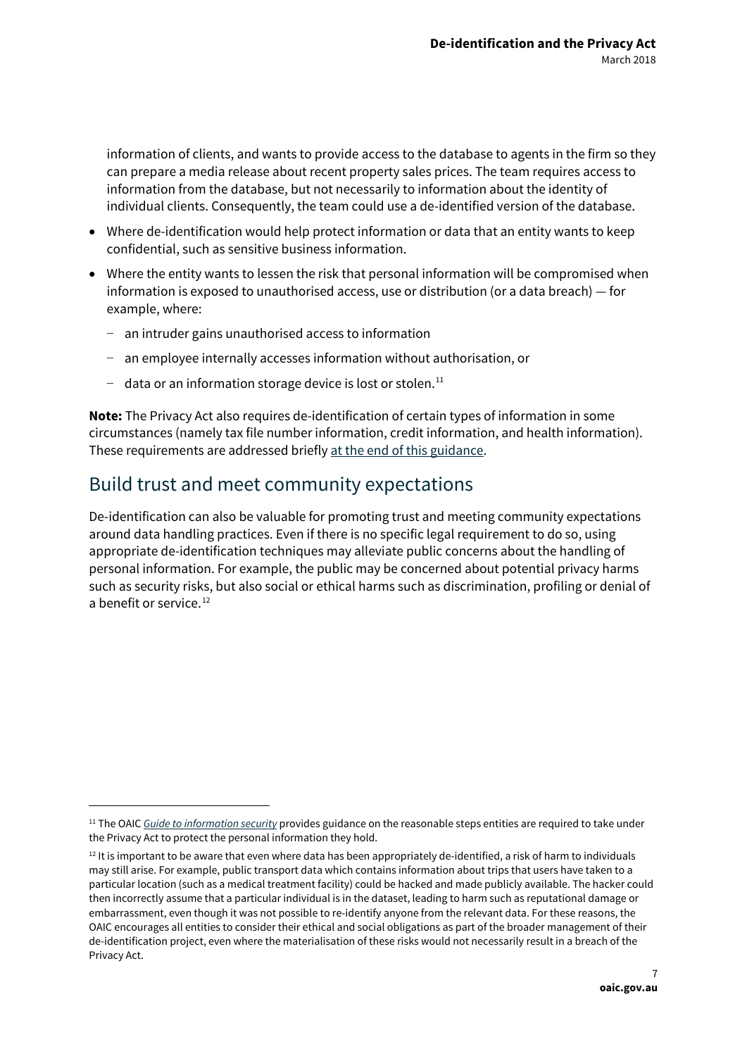information of clients, and wants to provide access to the database to agents in the firm so they can prepare a media release about recent property sales prices. The team requires access to information from the database, but not necessarily to information about the identity of individual clients. Consequently, the team could use a de-identified version of the database.

- Where de-identification would help protect information or data that an entity wants to keep confidential, such as sensitive business information.
- Where the entity wants to lessen the risk that personal information will be compromised when information is exposed to unauthorised access, use or distribution (or a data breach) — for example, where:
  - an intruder gains unauthorised access to information
  - an employee internally accesses information without authorisation, or
  - data or an information storage device is lost or stolen.[11]

**Note:** The Privacy Act also requires de-identification of certain types of information in some circumstances (namely tax file number information, credit information, and health information). These requirements are addressed briefly at the end of this guidance.

## Build trust and meet community expectations

De-identification can also be valuable for promoting trust and meeting community expectations around data handling practices. Even if there is no specific legal requirement to do so, using appropriate de-identification techniques may alleviate public concerns about the handling of personal information. For example, the public may be concerned about potential privacy harms such as security risks, but also social or ethical harms such as discrimination, profiling or denial of a benefit or service.[12]

---

[11] The OAIC *Guide to information security* provides guidance on the reasonable steps entities are required to take under the Privacy Act to protect the personal information they hold.

[12] It is important to be aware that even where data has been appropriately de-identified, a risk of harm to individuals may still arise. For example, public transport data which contains information about trips that users have taken to a particular location (such as a medical treatment facility) could be hacked and made publicly available. The hacker could then incorrectly assume that a particular individual is in the dataset, leading to harm such as reputational damage or embarrassment, even though it was not possible to re-identify anyone from the relevant data. For these reasons, the OAIC encourages all entities to consider their ethical and social obligations as part of the broader management of their de-identification project, even where the materialisation of these risks would not necessarily result in a breach of the Privacy Act.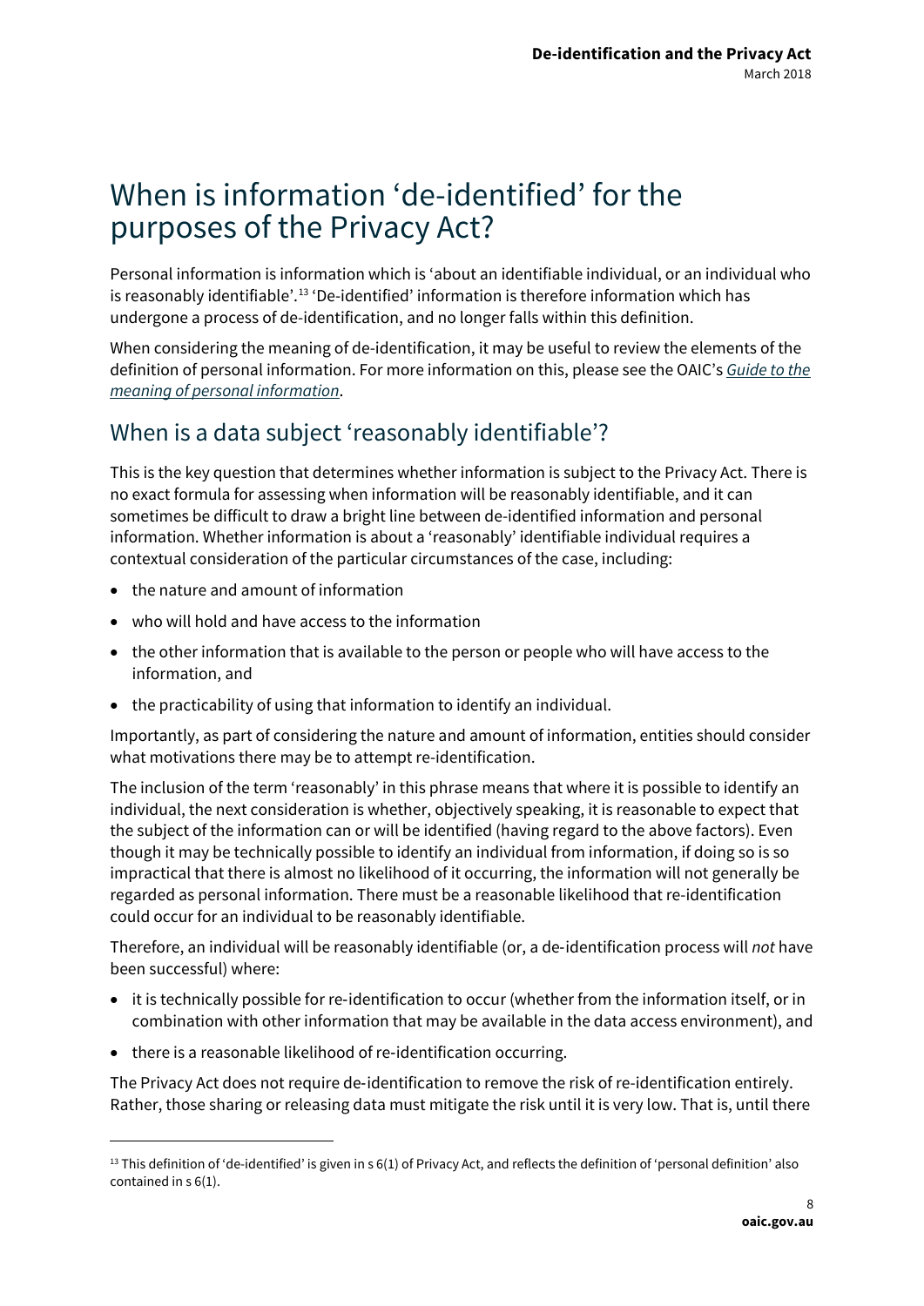# When is information 'de-identified' for the purposes of the Privacy Act?

Personal information is information which is 'about an identifiable individual, or an individual who is reasonably identifiable'.[13] 'De-identified' information is therefore information which has undergone a process of de-identification, and no longer falls within this definition.

When considering the meaning of de-identification, it may be useful to review the elements of the definition of personal information. For more information on this, please see the OAIC's *Guide to the meaning of personal information*.

## When is a data subject 'reasonably identifiable'?

This is the key question that determines whether information is subject to the Privacy Act. There is no exact formula for assessing when information will be reasonably identifiable, and it can sometimes be difficult to draw a bright line between de-identified information and personal information. Whether information is about a 'reasonably' identifiable individual requires a contextual consideration of the particular circumstances of the case, including:

- the nature and amount of information
- who will hold and have access to the information
- the other information that is available to the person or people who will have access to the information, and
- the practicability of using that information to identify an individual.

Importantly, as part of considering the nature and amount of information, entities should consider what motivations there may be to attempt re-identification.

The inclusion of the term 'reasonably' in this phrase means that where it is possible to identify an individual, the next consideration is whether, objectively speaking, it is reasonable to expect that the subject of the information can or will be identified (having regard to the above factors). Even though it may be technically possible to identify an individual from information, if doing so is so impractical that there is almost no likelihood of it occurring, the information will not generally be regarded as personal information. There must be a reasonable likelihood that re-identification could occur for an individual to be reasonably identifiable.

Therefore, an individual will be reasonably identifiable (or, a de-identification process will *not* have been successful) where:

- it is technically possible for re-identification to occur (whether from the information itself, or in combination with other information that may be available in the data access environment), and
- there is a reasonable likelihood of re-identification occurring.

The Privacy Act does not require de-identification to remove the risk of re-identification entirely. Rather, those sharing or releasing data must mitigate the risk until it is very low. That is, until there

[13] This definition of 'de-identified' is given in s 6(1) of Privacy Act, and reflects the definition of 'personal definition' also contained in s 6(1).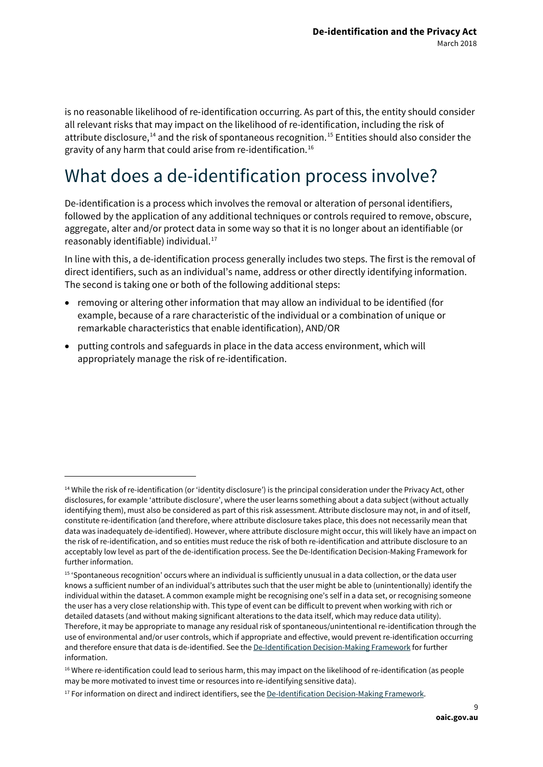is no reasonable likelihood of re-identification occurring. As part of this, the entity should consider all relevant risks that may impact on the likelihood of re-identification, including the risk of attribute disclosure,[14] and the risk of spontaneous recognition.[15] Entities should also consider the gravity of any harm that could arise from re-identification.[16]

# What does a de-identification process involve?

De-identification is a process which involves the removal or alteration of personal identifiers, followed by the application of any additional techniques or controls required to remove, obscure, aggregate, alter and/or protect data in some way so that it is no longer about an identifiable (or reasonably identifiable) individual.[17]

In line with this, a de-identification process generally includes two steps. The first is the removal of direct identifiers, such as an individual's name, address or other directly identifying information. The second is taking one or both of the following additional steps:

- removing or altering other information that may allow an individual to be identified (for example, because of a rare characteristic of the individual or a combination of unique or remarkable characteristics that enable identification), AND/OR
- putting controls and safeguards in place in the data access environment, which will appropriately manage the risk of re-identification.

---

[14] While the risk of re-identification (or 'identity disclosure') is the principal consideration under the Privacy Act, other disclosures, for example 'attribute disclosure', where the user learns something about a data subject (without actually identifying them), must also be considered as part of this risk assessment. Attribute disclosure may not, in and of itself, constitute re-identification (and therefore, where attribute disclosure takes place, this does not necessarily mean that data was inadequately de-identified). However, where attribute disclosure might occur, this will likely have an impact on the risk of re-identification, and so entities must reduce the risk of both re-identification and attribute disclosure to an acceptably low level as part of the de-identification process. See the De-Identification Decision-Making Framework for further information.

[15] 'Spontaneous recognition' occurs where an individual is sufficiently unusual in a data collection, or the data user knows a sufficient number of an individual's attributes such that the user might be able to (unintentionally) identify the individual within the dataset. A common example might be recognising one's self in a data set, or recognising someone the user has a very close relationship with. This type of event can be difficult to prevent when working with rich or detailed datasets (and without making significant alterations to the data itself, which may reduce data utility). Therefore, it may be appropriate to manage any residual risk of spontaneous/unintentional re-identification through the use of environmental and/or user controls, which if appropriate and effective, would prevent re-identification occurring and therefore ensure that data is de-identified. See the De-Identification Decision-Making Framework for further information.

[16] Where re-identification could lead to serious harm, this may impact on the likelihood of re-identification (as people may be more motivated to invest time or resources into re-identifying sensitive data).

[17] For information on direct and indirect identifiers, see the De-Identification Decision-Making Framework.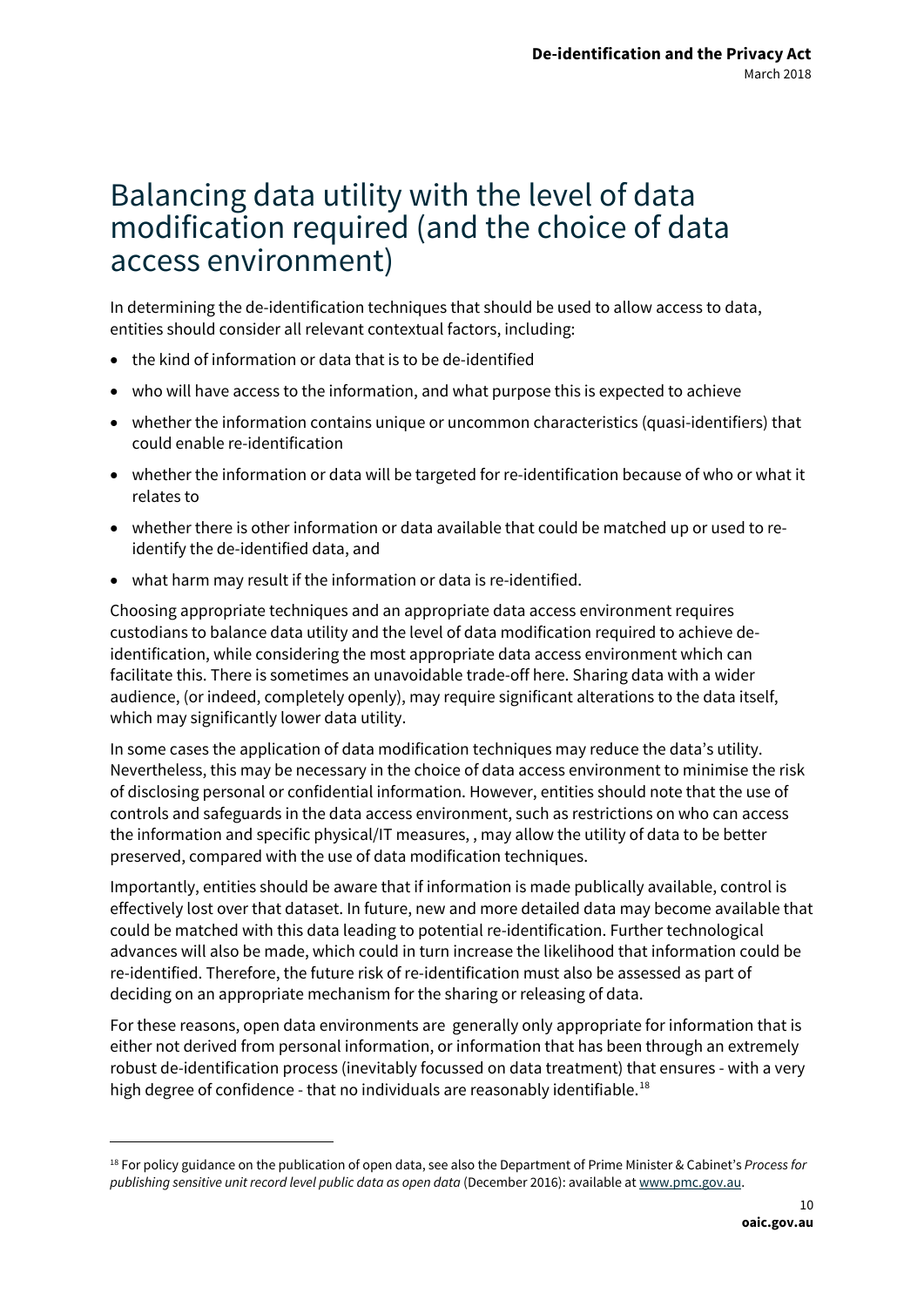# Balancing data utility with the level of data modification required (and the choice of data access environment)

In determining the de-identification techniques that should be used to allow access to data, entities should consider all relevant contextual factors, including:

- the kind of information or data that is to be de-identified
- who will have access to the information, and what purpose this is expected to achieve
- whether the information contains unique or uncommon characteristics (quasi-identifiers) that could enable re-identification
- whether the information or data will be targeted for re-identification because of who or what it relates to
- whether there is other information or data available that could be matched up or used to re-identify the de-identified data, and
- what harm may result if the information or data is re-identified.

Choosing appropriate techniques and an appropriate data access environment requires custodians to balance data utility and the level of data modification required to achieve de-identification, while considering the most appropriate data access environment which can facilitate this. There is sometimes an unavoidable trade-off here. Sharing data with a wider audience, (or indeed, completely openly), may require significant alterations to the data itself, which may significantly lower data utility.

In some cases the application of data modification techniques may reduce the data's utility. Nevertheless, this may be necessary in the choice of data access environment to minimise the risk of disclosing personal or confidential information. However, entities should note that the use of controls and safeguards in the data access environment, such as restrictions on who can access the information and specific physical/IT measures, , may allow the utility of data to be better preserved, compared with the use of data modification techniques.

Importantly, entities should be aware that if information is made publically available, control is effectively lost over that dataset. In future, new and more detailed data may become available that could be matched with this data leading to potential re-identification. Further technological advances will also be made, which could in turn increase the likelihood that information could be re-identified. Therefore, the future risk of re-identification must also be assessed as part of deciding on an appropriate mechanism for the sharing or releasing of data.

For these reasons, open data environments are generally only appropriate for information that is either not derived from personal information, or information that has been through an extremely robust de-identification process (inevitably focussed on data treatment) that ensures - with a very high degree of confidence - that no individuals are reasonably identifiable.[18]

---

[18] For policy guidance on the publication of open data, see also the Department of Prime Minister & Cabinet's *Process for publishing sensitive unit record level public data as open data* (December 2016): available at www.pmc.gov.au.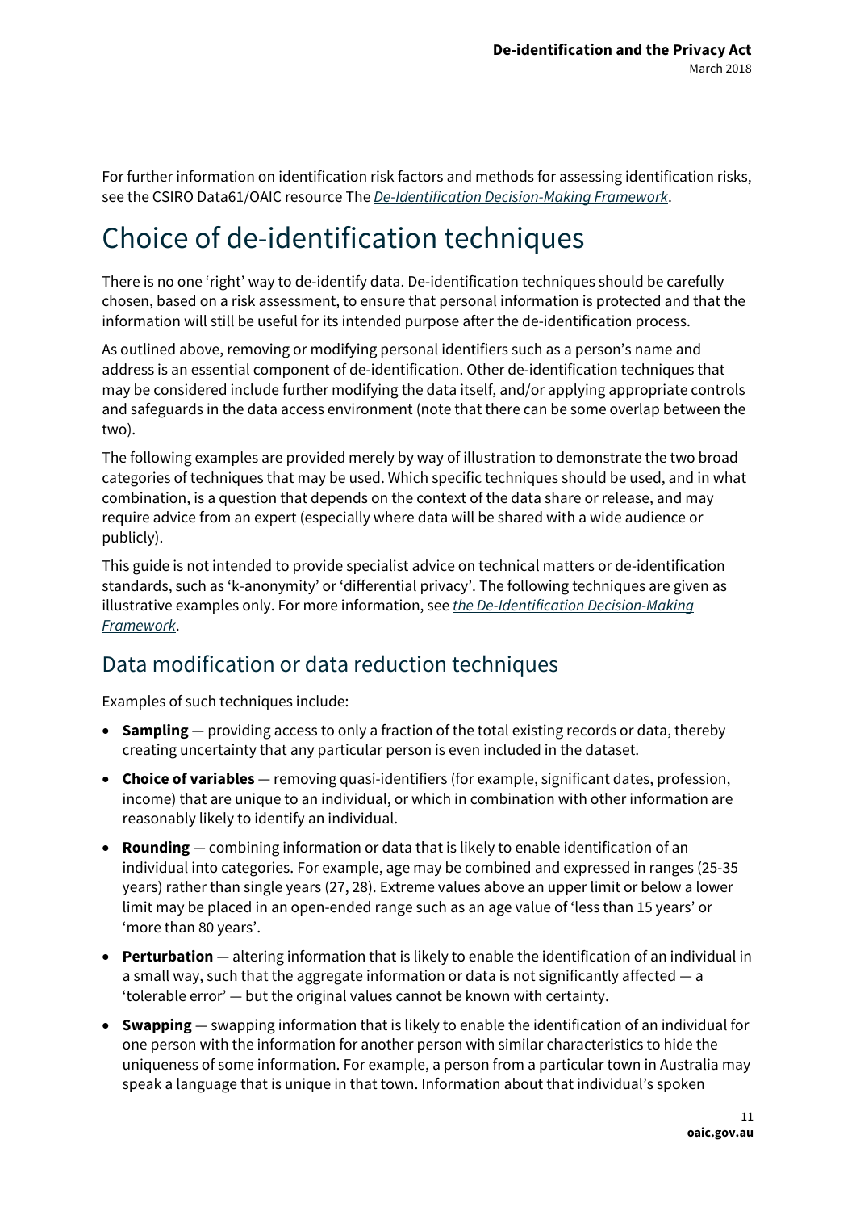For further information on identification risk factors and methods for assessing identification risks, see the CSIRO Data61/OAIC resource The *De-Identification Decision-Making Framework*.

# Choice of de-identification techniques

There is no one 'right' way to de-identify data. De-identification techniques should be carefully chosen, based on a risk assessment, to ensure that personal information is protected and that the information will still be useful for its intended purpose after the de-identification process.

As outlined above, removing or modifying personal identifiers such as a person's name and address is an essential component of de-identification. Other de-identification techniques that may be considered include further modifying the data itself, and/or applying appropriate controls and safeguards in the data access environment (note that there can be some overlap between the two).

The following examples are provided merely by way of illustration to demonstrate the two broad categories of techniques that may be used. Which specific techniques should be used, and in what combination, is a question that depends on the context of the data share or release, and may require advice from an expert (especially where data will be shared with a wide audience or publicly).

This guide is not intended to provide specialist advice on technical matters or de-identification standards, such as 'k-anonymity' or 'differential privacy'. The following techniques are given as illustrative examples only. For more information, see *the De-Identification Decision-Making Framework*.

## Data modification or data reduction techniques

Examples of such techniques include:

- **Sampling** — providing access to only a fraction of the total existing records or data, thereby creating uncertainty that any particular person is even included in the dataset.
- **Choice of variables** — removing quasi-identifiers (for example, significant dates, profession, income) that are unique to an individual, or which in combination with other information are reasonably likely to identify an individual.
- **Rounding** — combining information or data that is likely to enable identification of an individual into categories. For example, age may be combined and expressed in ranges (25-35 years) rather than single years (27, 28). Extreme values above an upper limit or below a lower limit may be placed in an open-ended range such as an age value of 'less than 15 years' or 'more than 80 years'.
- **Perturbation** — altering information that is likely to enable the identification of an individual in a small way, such that the aggregate information or data is not significantly affected — a 'tolerable error' — but the original values cannot be known with certainty.
- **Swapping** — swapping information that is likely to enable the identification of an individual for one person with the information for another person with similar characteristics to hide the uniqueness of some information. For example, a person from a particular town in Australia may speak a language that is unique in that town. Information about that individual's spoken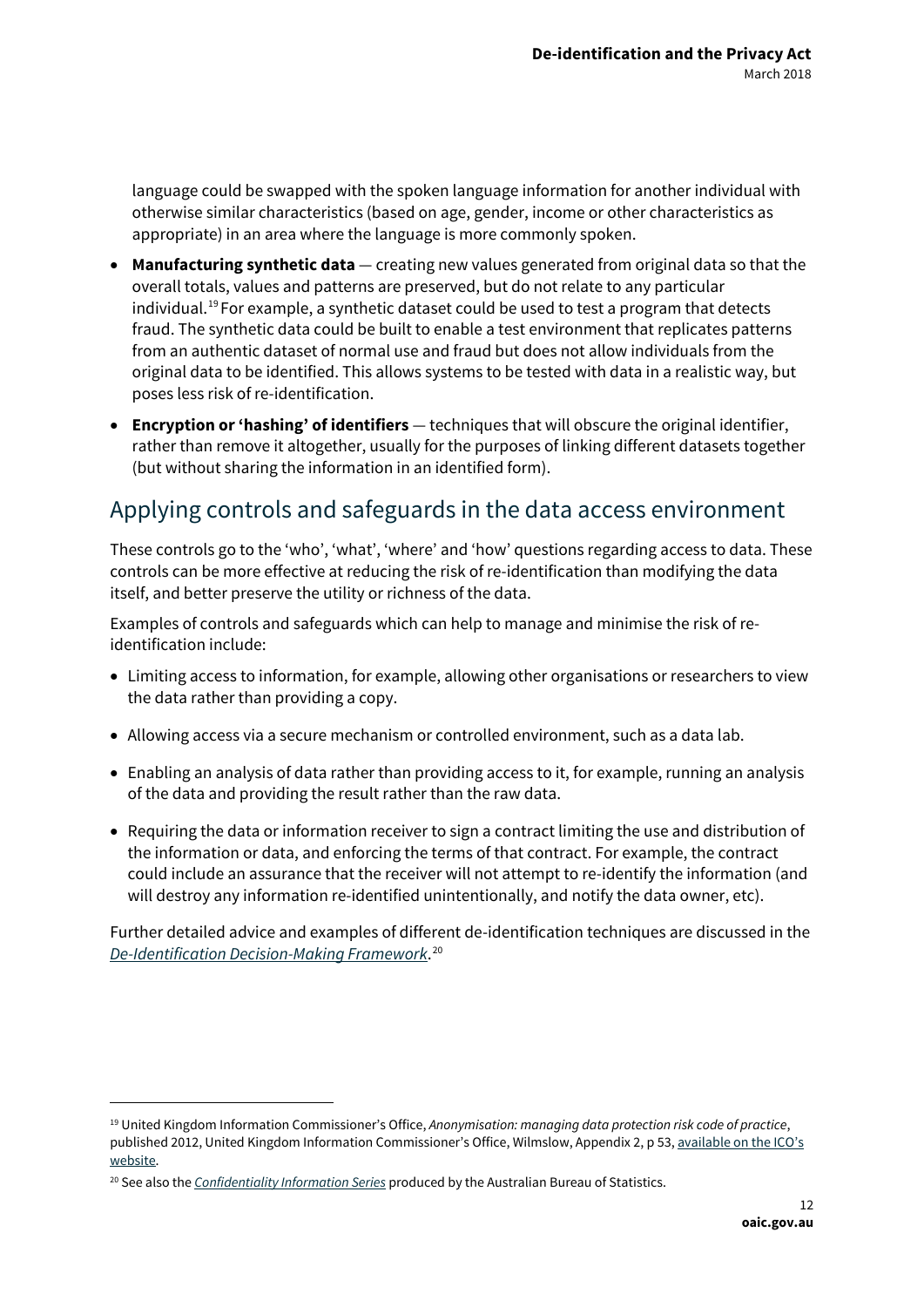language could be swapped with the spoken language information for another individual with otherwise similar characteristics (based on age, gender, income or other characteristics as appropriate) in an area where the language is more commonly spoken.

- **Manufacturing synthetic data** — creating new values generated from original data so that the overall totals, values and patterns are preserved, but do not relate to any particular individual.[19] For example, a synthetic dataset could be used to test a program that detects fraud. The synthetic data could be built to enable a test environment that replicates patterns from an authentic dataset of normal use and fraud but does not allow individuals from the original data to be identified. This allows systems to be tested with data in a realistic way, but poses less risk of re-identification.
- **Encryption or 'hashing' of identifiers** — techniques that will obscure the original identifier, rather than remove it altogether, usually for the purposes of linking different datasets together (but without sharing the information in an identified form).

## Applying controls and safeguards in the data access environment

These controls go to the 'who', 'what', 'where' and 'how' questions regarding access to data. These controls can be more effective at reducing the risk of re-identification than modifying the data itself, and better preserve the utility or richness of the data.

Examples of controls and safeguards which can help to manage and minimise the risk of re-identification include:

- Limiting access to information, for example, allowing other organisations or researchers to view the data rather than providing a copy.
- Allowing access via a secure mechanism or controlled environment, such as a data lab.
- Enabling an analysis of data rather than providing access to it, for example, running an analysis of the data and providing the result rather than the raw data.
- Requiring the data or information receiver to sign a contract limiting the use and distribution of the information or data, and enforcing the terms of that contract. For example, the contract could include an assurance that the receiver will not attempt to re-identify the information (and will destroy any information re-identified unintentionally, and notify the data owner, etc).

Further detailed advice and examples of different de-identification techniques are discussed in the *De-Identification Decision-Making Framework*.[20]

---

[19] United Kingdom Information Commissioner's Office, *Anonymisation: managing data protection risk code of practice*, published 2012, United Kingdom Information Commissioner's Office, Wilmslow, Appendix 2, p 53, available on the ICO's website.

[20] See also the *Confidentiality Information Series* produced by the Australian Bureau of Statistics.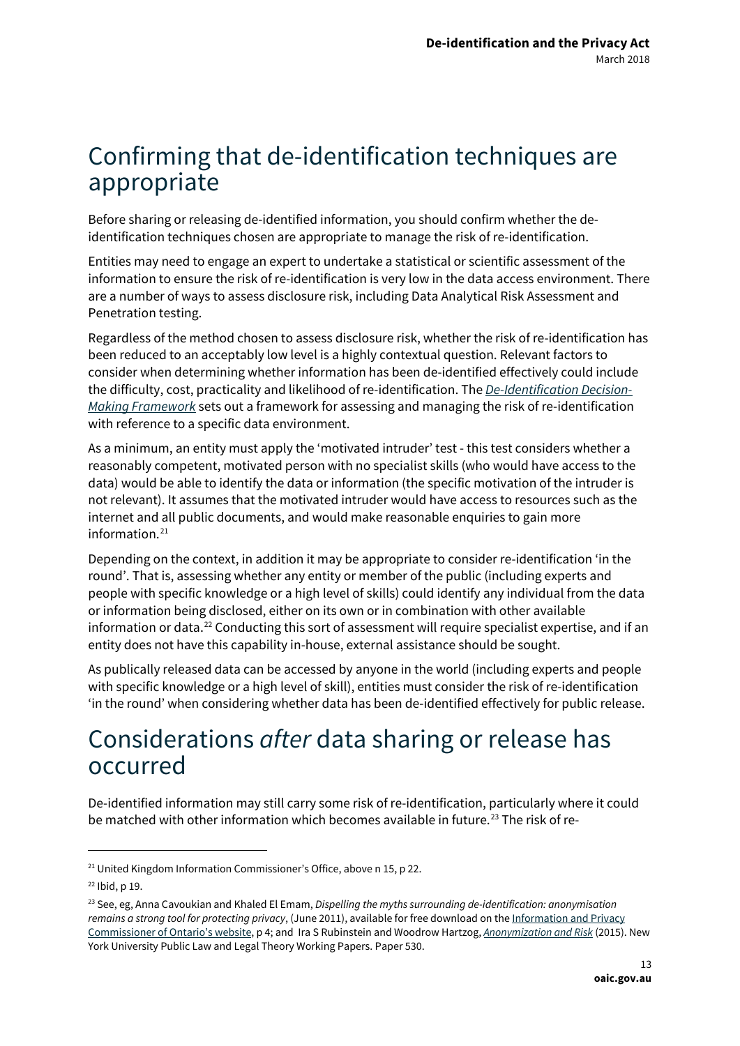## Confirming that de-identification techniques are appropriate

Before sharing or releasing de-identified information, you should confirm whether the de-identification techniques chosen are appropriate to manage the risk of re-identification.

Entities may need to engage an expert to undertake a statistical or scientific assessment of the information to ensure the risk of re-identification is very low in the data access environment. There are a number of ways to assess disclosure risk, including Data Analytical Risk Assessment and Penetration testing.

Regardless of the method chosen to assess disclosure risk, whether the risk of re-identification has been reduced to an acceptably low level is a highly contextual question. Relevant factors to consider when determining whether information has been de-identified effectively could include the difficulty, cost, practicality and likelihood of re-identification. The *De-Identification Decision-Making Framework* sets out a framework for assessing and managing the risk of re-identification with reference to a specific data environment.

As a minimum, an entity must apply the 'motivated intruder' test - this test considers whether a reasonably competent, motivated person with no specialist skills (who would have access to the data) would be able to identify the data or information (the specific motivation of the intruder is not relevant). It assumes that the motivated intruder would have access to resources such as the internet and all public documents, and would make reasonable enquiries to gain more information.[21]

Depending on the context, in addition it may be appropriate to consider re-identification 'in the round'. That is, assessing whether any entity or member of the public (including experts and people with specific knowledge or a high level of skills) could identify any individual from the data or information being disclosed, either on its own or in combination with other available information or data.[22] Conducting this sort of assessment will require specialist expertise, and if an entity does not have this capability in-house, external assistance should be sought.

As publically released data can be accessed by anyone in the world (including experts and people with specific knowledge or a high level of skill), entities must consider the risk of re-identification 'in the round' when considering whether data has been de-identified effectively for public release.

## Considerations *after* data sharing or release has occurred

De-identified information may still carry some risk of re-identification, particularly where it could be matched with other information which becomes available in future.[23] The risk of re-

---

[21] United Kingdom Information Commissioner's Office, above n 15, p 22.

[22] Ibid, p 19.

[23] See, eg, Anna Cavoukian and Khaled El Emam, *Dispelling the myths surrounding de-identification: anonymisation remains a strong tool for protecting privacy*, (June 2011), available for free download on the Information and Privacy Commissioner of Ontario's website, p 4; and Ira S Rubinstein and Woodrow Hartzog, *Anonymization and Risk* (2015). New York University Public Law and Legal Theory Working Papers. Paper 530.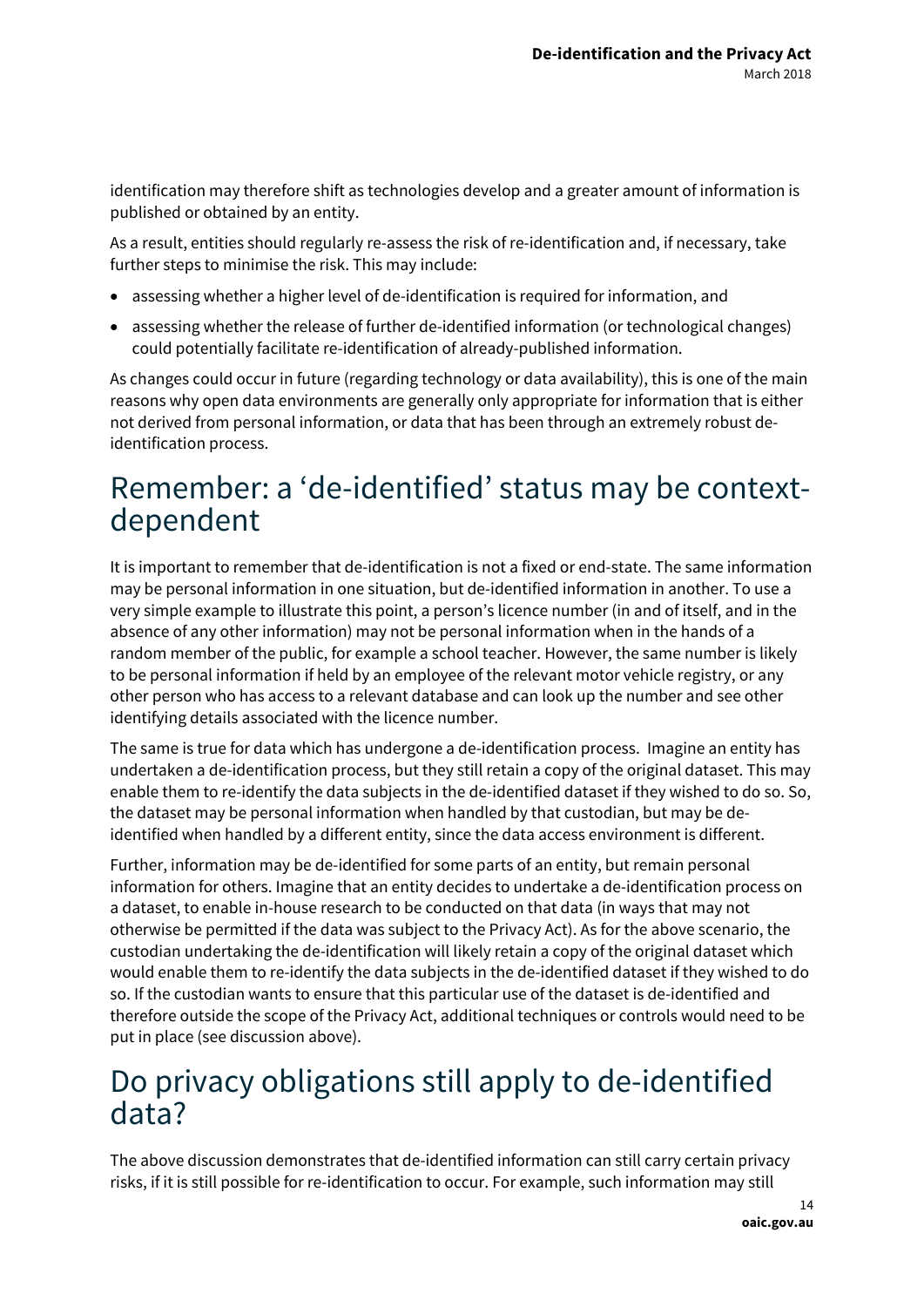identification may therefore shift as technologies develop and a greater amount of information is published or obtained by an entity.

As a result, entities should regularly re-assess the risk of re-identification and, if necessary, take further steps to minimise the risk. This may include:

- assessing whether a higher level of de-identification is required for information, and
- assessing whether the release of further de-identified information (or technological changes) could potentially facilitate re-identification of already-published information.

As changes could occur in future (regarding technology or data availability), this is one of the main reasons why open data environments are generally only appropriate for information that is either not derived from personal information, or data that has been through an extremely robust de-identification process.

## Remember: a 'de-identified' status may be context-dependent

It is important to remember that de-identification is not a fixed or end-state. The same information may be personal information in one situation, but de-identified information in another. To use a very simple example to illustrate this point, a person's licence number (in and of itself, and in the absence of any other information) may not be personal information when in the hands of a random member of the public, for example a school teacher. However, the same number is likely to be personal information if held by an employee of the relevant motor vehicle registry, or any other person who has access to a relevant database and can look up the number and see other identifying details associated with the licence number.

The same is true for data which has undergone a de-identification process. Imagine an entity has undertaken a de-identification process, but they still retain a copy of the original dataset. This may enable them to re-identify the data subjects in the de-identified dataset if they wished to do so. So, the dataset may be personal information when handled by that custodian, but may be de-identified when handled by a different entity, since the data access environment is different.

Further, information may be de-identified for some parts of an entity, but remain personal information for others. Imagine that an entity decides to undertake a de-identification process on a dataset, to enable in-house research to be conducted on that data (in ways that may not otherwise be permitted if the data was subject to the Privacy Act). As for the above scenario, the custodian undertaking the de-identification will likely retain a copy of the original dataset which would enable them to re-identify the data subjects in the de-identified dataset if they wished to do so. If the custodian wants to ensure that this particular use of the dataset is de-identified and therefore outside the scope of the Privacy Act, additional techniques or controls would need to be put in place (see discussion above).

## Do privacy obligations still apply to de-identified data?

The above discussion demonstrates that de-identified information can still carry certain privacy risks, if it is still possible for re-identification to occur. For example, such information may still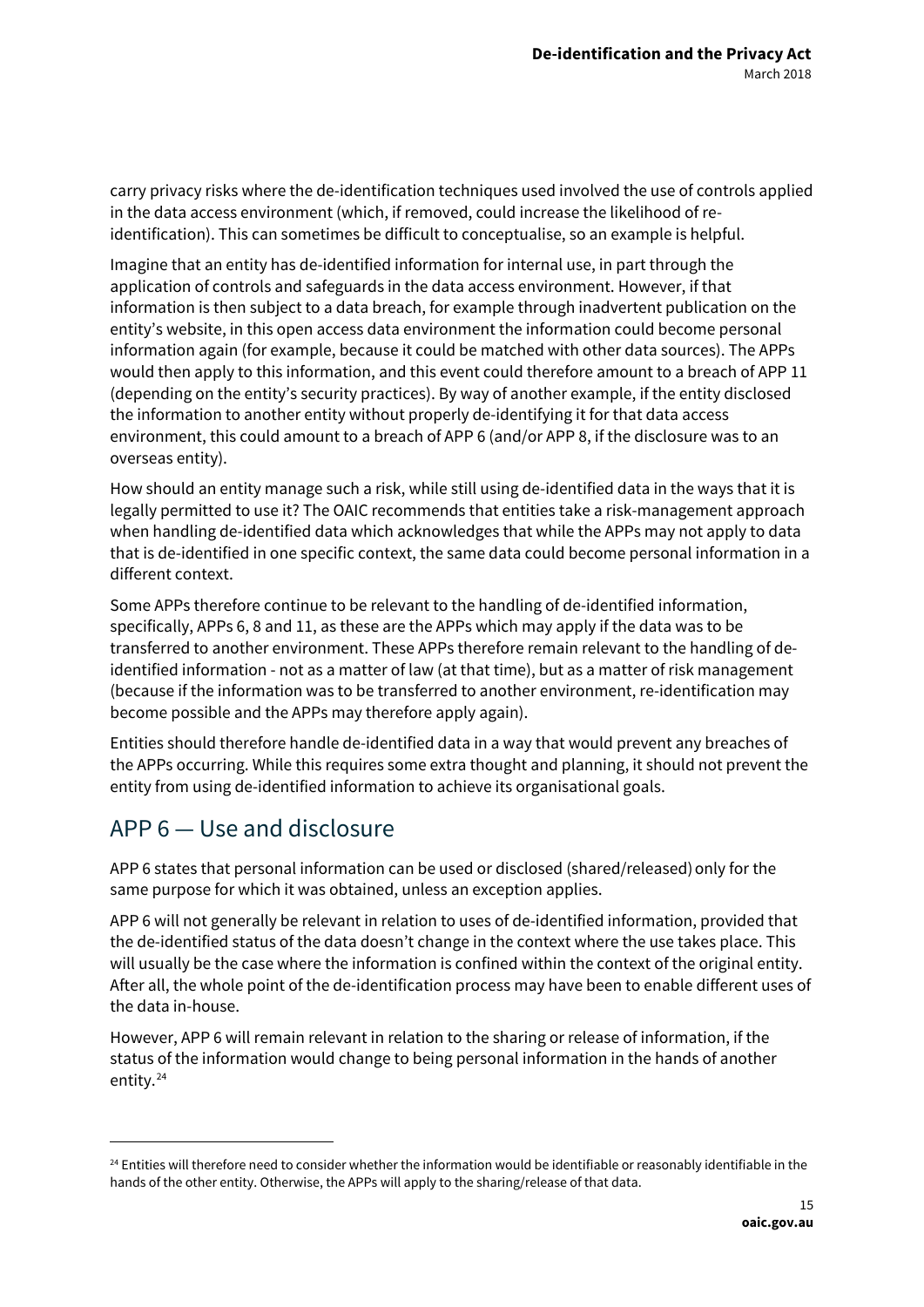carry privacy risks where the de-identification techniques used involved the use of controls applied in the data access environment (which, if removed, could increase the likelihood of re-identification). This can sometimes be difficult to conceptualise, so an example is helpful.

Imagine that an entity has de-identified information for internal use, in part through the application of controls and safeguards in the data access environment. However, if that information is then subject to a data breach, for example through inadvertent publication on the entity's website, in this open access data environment the information could become personal information again (for example, because it could be matched with other data sources). The APPs would then apply to this information, and this event could therefore amount to a breach of APP 11 (depending on the entity's security practices). By way of another example, if the entity disclosed the information to another entity without properly de-identifying it for that data access environment, this could amount to a breach of APP 6 (and/or APP 8, if the disclosure was to an overseas entity).

How should an entity manage such a risk, while still using de-identified data in the ways that it is legally permitted to use it? The OAIC recommends that entities take a risk-management approach when handling de-identified data which acknowledges that while the APPs may not apply to data that is de-identified in one specific context, the same data could become personal information in a different context.

Some APPs therefore continue to be relevant to the handling of de-identified information, specifically, APPs 6, 8 and 11, as these are the APPs which may apply if the data was to be transferred to another environment. These APPs therefore remain relevant to the handling of de-identified information - not as a matter of law (at that time), but as a matter of risk management (because if the information was to be transferred to another environment, re-identification may become possible and the APPs may therefore apply again).

Entities should therefore handle de-identified data in a way that would prevent any breaches of the APPs occurring. While this requires some extra thought and planning, it should not prevent the entity from using de-identified information to achieve its organisational goals.

## APP 6 — Use and disclosure

APP 6 states that personal information can be used or disclosed (shared/released) only for the same purpose for which it was obtained, unless an exception applies.

APP 6 will not generally be relevant in relation to uses of de-identified information, provided that the de-identified status of the data doesn't change in the context where the use takes place. This will usually be the case where the information is confined within the context of the original entity. After all, the whole point of the de-identification process may have been to enable different uses of the data in-house.

However, APP 6 will remain relevant in relation to the sharing or release of information, if the status of the information would change to being personal information in the hands of another entity.[24]

---

[24] Entities will therefore need to consider whether the information would be identifiable or reasonably identifiable in the hands of the other entity. Otherwise, the APPs will apply to the sharing/release of that data.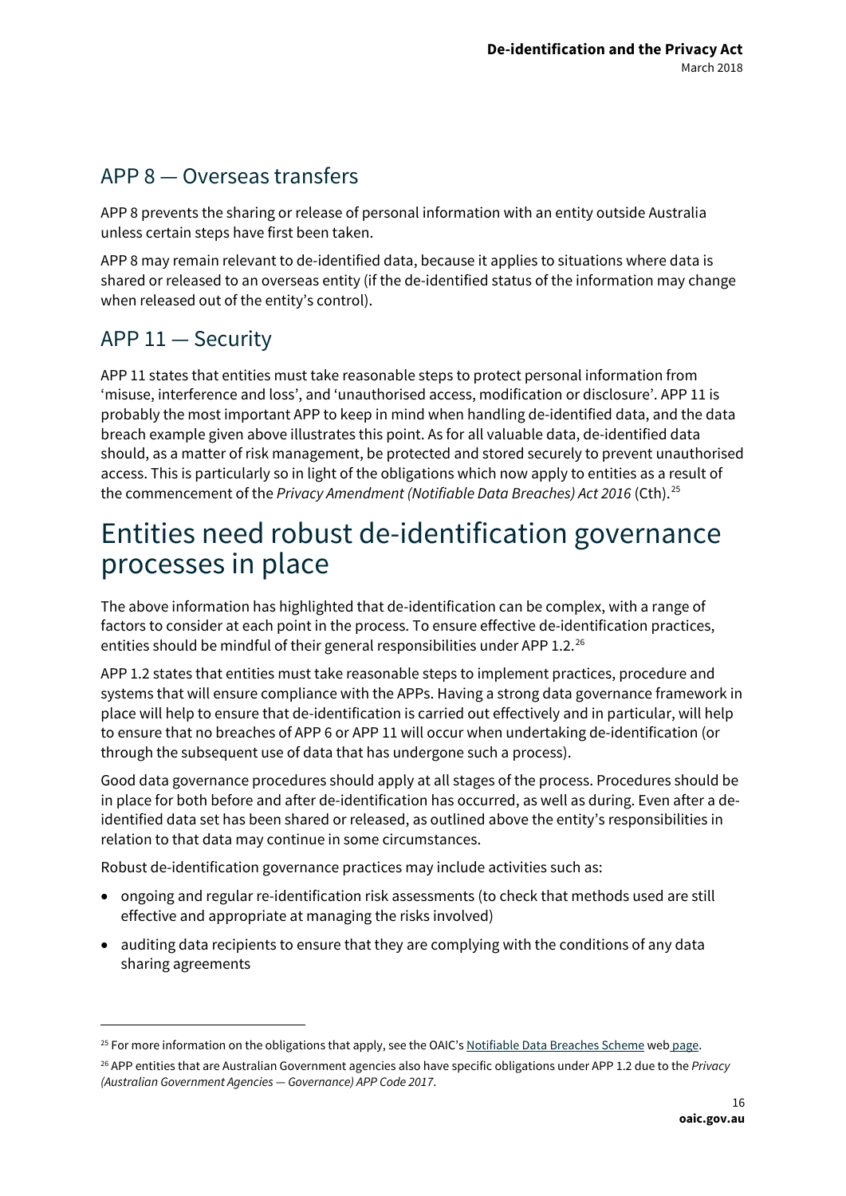## APP 8 — Overseas transfers

APP 8 prevents the sharing or release of personal information with an entity outside Australia unless certain steps have first been taken.

APP 8 may remain relevant to de-identified data, because it applies to situations where data is shared or released to an overseas entity (if the de-identified status of the information may change when released out of the entity's control).

## APP 11 — Security

APP 11 states that entities must take reasonable steps to protect personal information from 'misuse, interference and loss', and 'unauthorised access, modification or disclosure'. APP 11 is probably the most important APP to keep in mind when handling de-identified data, and the data breach example given above illustrates this point. As for all valuable data, de-identified data should, as a matter of risk management, be protected and stored securely to prevent unauthorised access. This is particularly so in light of the obligations which now apply to entities as a result of the commencement of the *Privacy Amendment (Notifiable Data Breaches) Act 2016* (Cth).[25]

# Entities need robust de-identification governance processes in place

The above information has highlighted that de-identification can be complex, with a range of factors to consider at each point in the process. To ensure effective de-identification practices, entities should be mindful of their general responsibilities under APP 1.2.[26]

APP 1.2 states that entities must take reasonable steps to implement practices, procedure and systems that will ensure compliance with the APPs. Having a strong data governance framework in place will help to ensure that de-identification is carried out effectively and in particular, will help to ensure that no breaches of APP 6 or APP 11 will occur when undertaking de-identification (or through the subsequent use of data that has undergone such a process).

Good data governance procedures should apply at all stages of the process. Procedures should be in place for both before and after de-identification has occurred, as well as during. Even after a de-identified data set has been shared or released, as outlined above the entity's responsibilities in relation to that data may continue in some circumstances.

Robust de-identification governance practices may include activities such as:

- ongoing and regular re-identification risk assessments (to check that methods used are still effective and appropriate at managing the risks involved)
- auditing data recipients to ensure that they are complying with the conditions of any data sharing agreements

---

[25] For more information on the obligations that apply, see the OAIC's Notifiable Data Breaches Scheme web page.

[26] APP entities that are Australian Government agencies also have specific obligations under APP 1.2 due to the *Privacy (Australian Government Agencies — Governance) APP Code 2017*.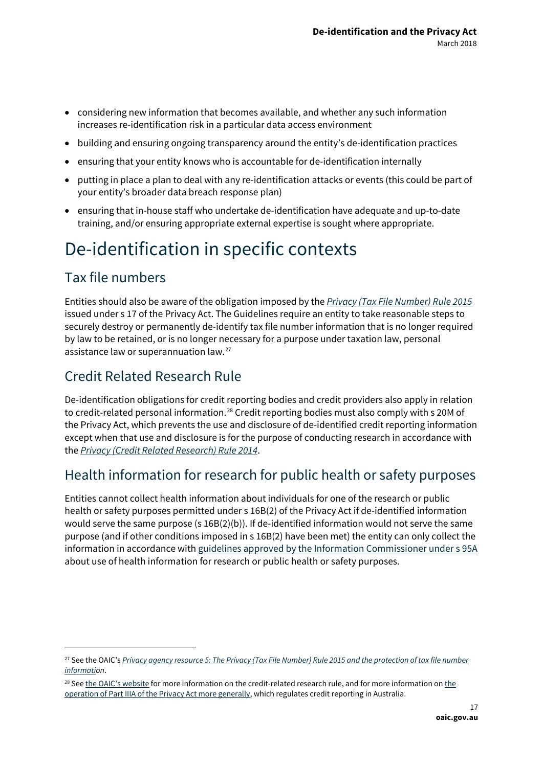- considering new information that becomes available, and whether any such information increases re-identification risk in a particular data access environment
- building and ensuring ongoing transparency around the entity's de-identification practices
- ensuring that your entity knows who is accountable for de-identification internally
- putting in place a plan to deal with any re-identification attacks or events (this could be part of your entity's broader data breach response plan)
- ensuring that in-house staff who undertake de-identification have adequate and up-to-date training, and/or ensuring appropriate external expertise is sought where appropriate.

# De-identification in specific contexts

## Tax file numbers

Entities should also be aware of the obligation imposed by the *Privacy (Tax File Number) Rule 2015* issued under s 17 of the Privacy Act. The Guidelines require an entity to take reasonable steps to securely destroy or permanently de-identify tax file number information that is no longer required by law to be retained, or is no longer necessary for a purpose under taxation law, personal assistance law or superannuation law.[27]

## Credit Related Research Rule

De-identification obligations for credit reporting bodies and credit providers also apply in relation to credit-related personal information.[28] Credit reporting bodies must also comply with s 20M of the Privacy Act, which prevents the use and disclosure of de-identified credit reporting information except when that use and disclosure is for the purpose of conducting research in accordance with the *Privacy (Credit Related Research) Rule 2014*.

## Health information for research for public health or safety purposes

Entities cannot collect health information about individuals for one of the research or public health or safety purposes permitted under s 16B(2) of the Privacy Act if de-identified information would serve the same purpose (s 16B(2)(b)). If de-identified information would not serve the same purpose (and if other conditions imposed in s 16B(2) have been met) the entity can only collect the information in accordance with guidelines approved by the Information Commissioner under s 95A about use of health information for research or public health or safety purposes.

---

[27] See the OAIC's *Privacy agency resource 5: The Privacy (Tax File Number) Rule 2015 and the protection of tax file number information*.

[28] See the OAIC's website for more information on the credit-related research rule, and for more information on the operation of Part IIIA of the Privacy Act more generally, which regulates credit reporting in Australia.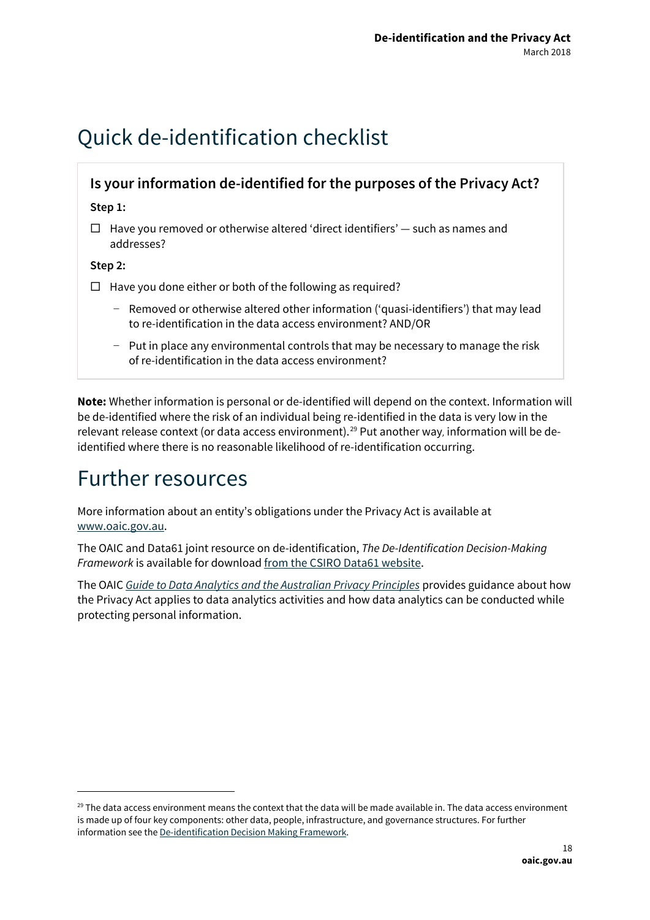# Quick de-identification checklist

### Is your information de-identified for the purposes of the Privacy Act?

**Step 1:**

☐ Have you removed or otherwise altered 'direct identifiers' — such as names and addresses?

**Step 2:**

☐ Have you done either or both of the following as required?

- Removed or otherwise altered other information ('quasi-identifiers') that may lead to re-identification in the data access environment? AND/OR
- Put in place any environmental controls that may be necessary to manage the risk of re-identification in the data access environment?

**Note:** Whether information is personal or de-identified will depend on the context. Information will be de-identified where the risk of an individual being re-identified in the data is very low in the relevant release context (or data access environment).[29] Put another way, information will be de-identified where there is no reasonable likelihood of re-identification occurring.

# Further resources

More information about an entity's obligations under the Privacy Act is available at www.oaic.gov.au.

The OAIC and Data61 joint resource on de-identification, *The De-Identification Decision-Making Framework* is available for download from the CSIRO Data61 website.

The OAIC *Guide to Data Analytics and the Australian Privacy Principles* provides guidance about how the Privacy Act applies to data analytics activities and how data analytics can be conducted while protecting personal information.

---

[29] The data access environment means the context that the data will be made available in. The data access environment is made up of four key components: other data, people, infrastructure, and governance structures. For further information see the De-identification Decision Making Framework.